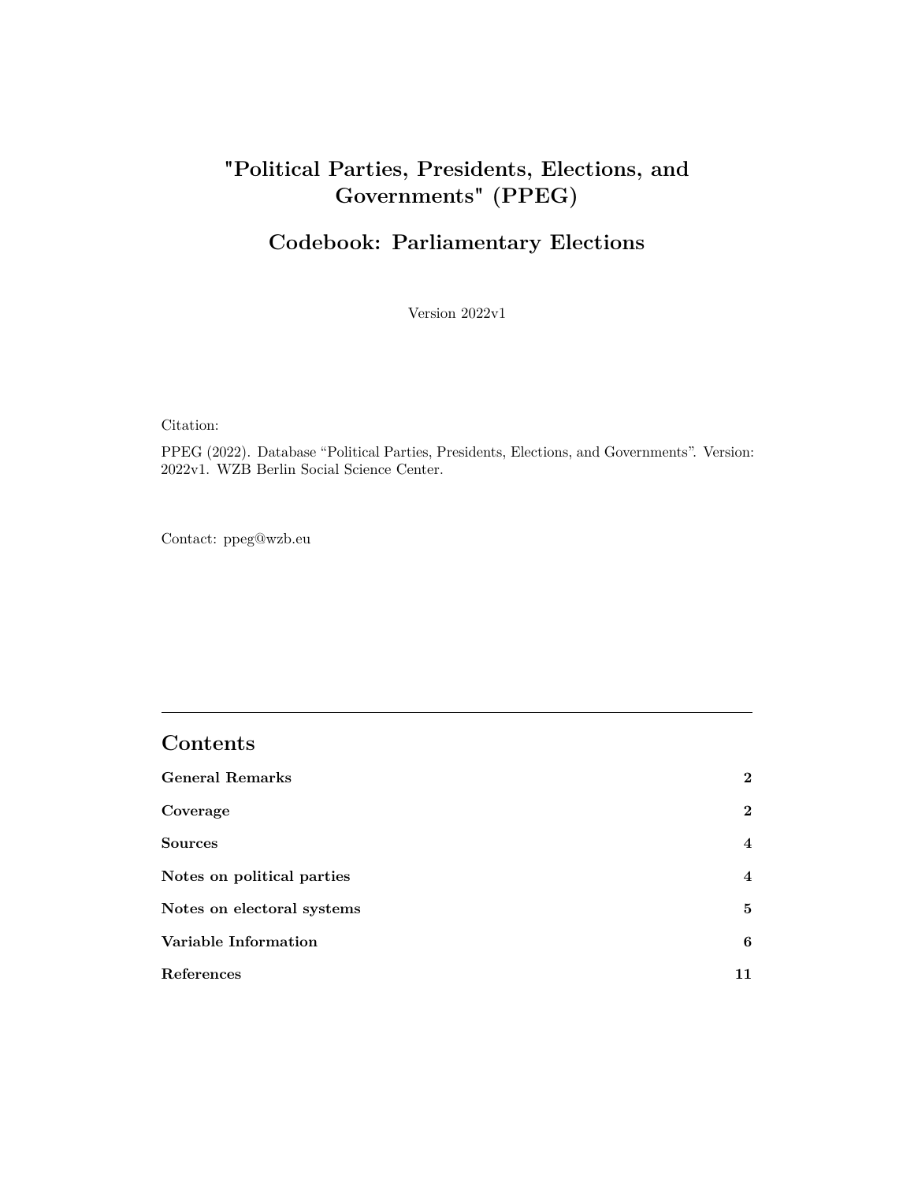# "Political Parties, Presidents, Elections, and Governments" (PPEG)

## Codebook: Parliamentary Elections

Version 2022v1

Citation:

PPEG (2022). Database "Political Parties, Presidents, Elections, and Governments". Version: 2022v1. WZB Berlin Social Science Center.

Contact: ppeg@wzb.eu

---

## Contents

| | |
|---|---|
| **General Remarks** | **2** |
| **Coverage** | **2** |
| **Sources** | **4** |
| **Notes on political parties** | **4** |
| **Notes on electoral systems** | **5** |
| **Variable Information** | **6** |
| **References** | **11** |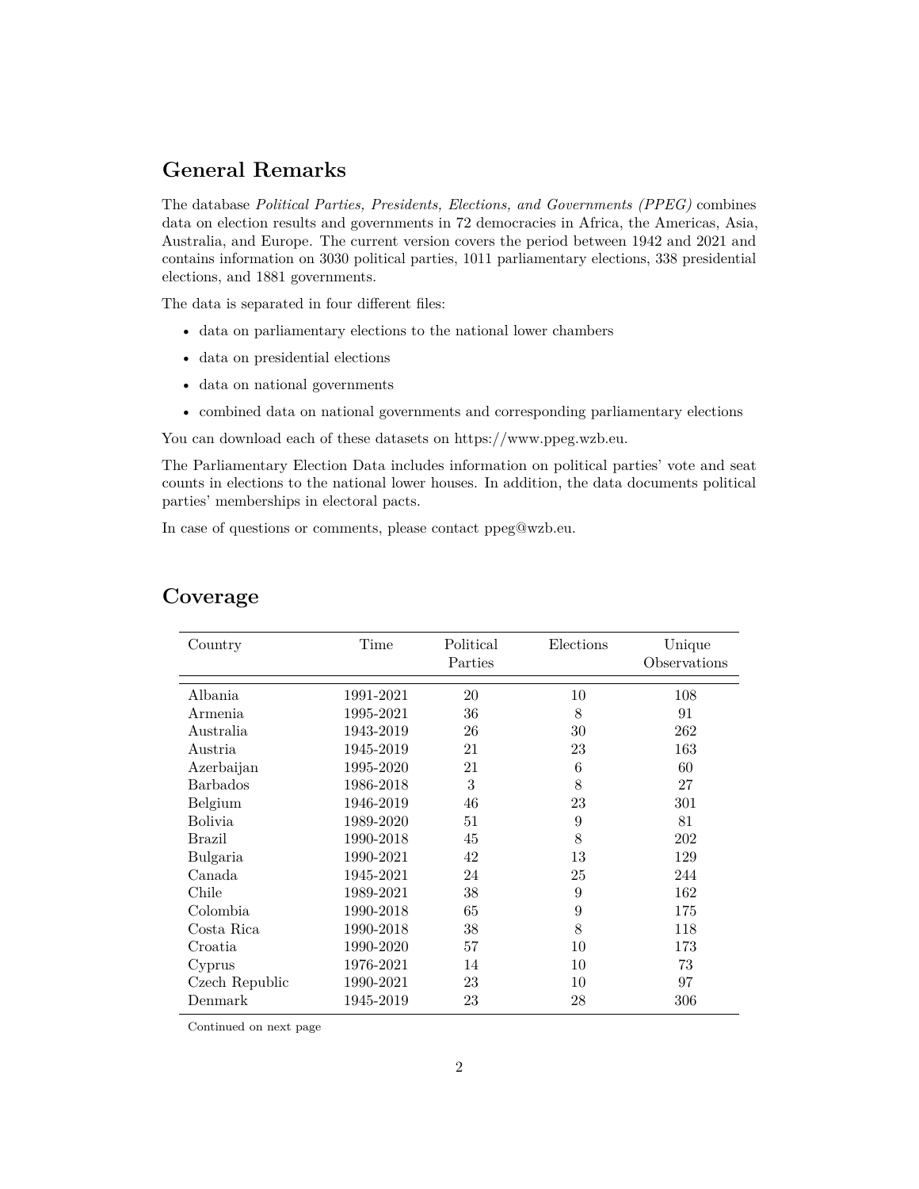## General Remarks

The database *Political Parties, Presidents, Elections, and Governments (PPEG)* combines data on election results and governments in 72 democracies in Africa, the Americas, Asia, Australia, and Europe. The current version covers the period between 1942 and 2021 and contains information on 3030 political parties, 1011 parliamentary elections, 338 presidential elections, and 1881 governments.

The data is separated in four different files:

- data on parliamentary elections to the national lower chambers
- data on presidential elections
- data on national governments
- combined data on national governments and corresponding parliamentary elections

You can download each of these datasets on https://www.ppeg.wzb.eu.

The Parliamentary Election Data includes information on political parties' vote and seat counts in elections to the national lower houses. In addition, the data documents political parties' memberships in electoral pacts.

In case of questions or comments, please contact ppeg@wzb.eu.

## Coverage

| Country | Time | Political Parties | Elections | Unique Observations |
|---|---|---|---|---|
| Albania | 1991-2021 | 20 | 10 | 108 |
| Armenia | 1995-2021 | 36 | 8 | 91 |
| Australia | 1943-2019 | 26 | 30 | 262 |
| Austria | 1945-2019 | 21 | 23 | 163 |
| Azerbaijan | 1995-2020 | 21 | 6 | 60 |
| Barbados | 1986-2018 | 3 | 8 | 27 |
| Belgium | 1946-2019 | 46 | 23 | 301 |
| Bolivia | 1989-2020 | 51 | 9 | 81 |
| Brazil | 1990-2018 | 45 | 8 | 202 |
| Bulgaria | 1990-2021 | 42 | 13 | 129 |
| Canada | 1945-2021 | 24 | 25 | 244 |
| Chile | 1989-2021 | 38 | 9 | 162 |
| Colombia | 1990-2018 | 65 | 9 | 175 |
| Costa Rica | 1990-2018 | 38 | 8 | 118 |
| Croatia | 1990-2020 | 57 | 10 | 173 |
| Cyprus | 1976-2021 | 14 | 10 | 73 |
| Czech Republic | 1990-2021 | 23 | 10 | 97 |
| Denmark | 1945-2019 | 23 | 28 | 306 |

Continued on next page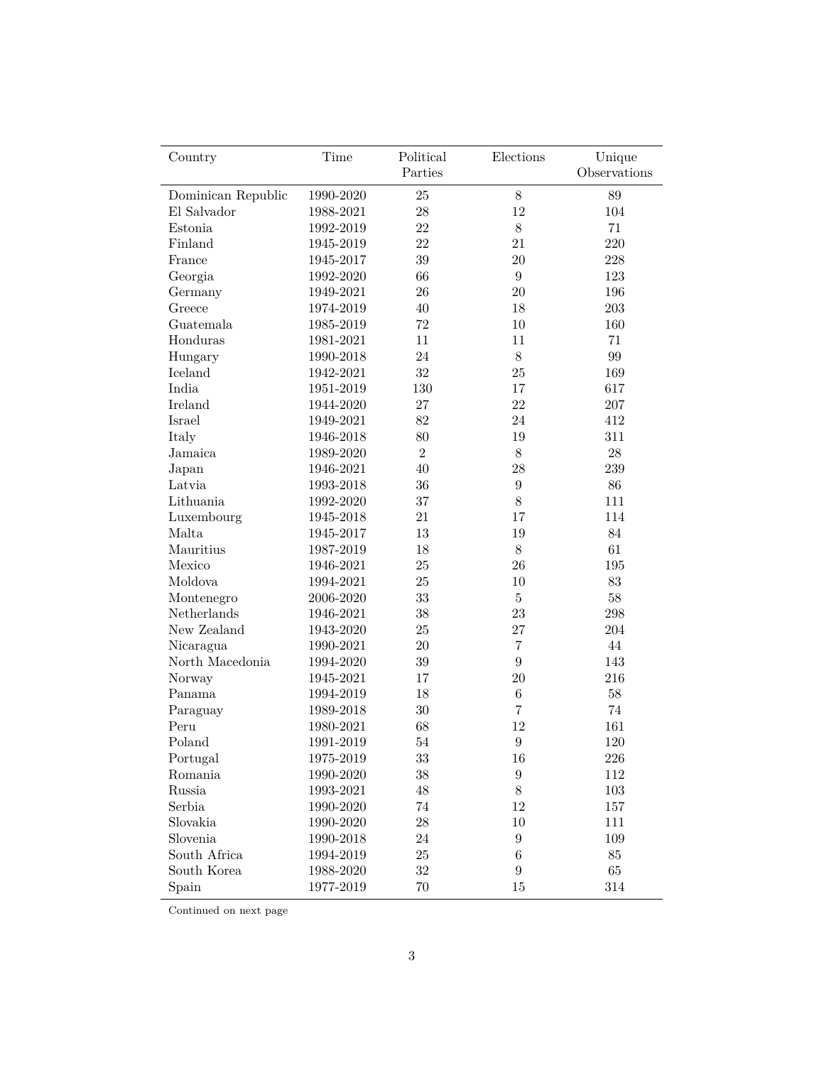| Country | Time | Political Parties | Elections | Unique Observations |
|---|---|---|---|---|
| Dominican Republic | 1990-2020 | 25 | 8 | 89 |
| El Salvador | 1988-2021 | 28 | 12 | 104 |
| Estonia | 1992-2019 | 22 | 8 | 71 |
| Finland | 1945-2019 | 22 | 21 | 220 |
| France | 1945-2017 | 39 | 20 | 228 |
| Georgia | 1992-2020 | 66 | 9 | 123 |
| Germany | 1949-2021 | 26 | 20 | 196 |
| Greece | 1974-2019 | 40 | 18 | 203 |
| Guatemala | 1985-2019 | 72 | 10 | 160 |
| Honduras | 1981-2021 | 11 | 11 | 71 |
| Hungary | 1990-2018 | 24 | 8 | 99 |
| Iceland | 1942-2021 | 32 | 25 | 169 |
| India | 1951-2019 | 130 | 17 | 617 |
| Ireland | 1944-2020 | 27 | 22 | 207 |
| Israel | 1949-2021 | 82 | 24 | 412 |
| Italy | 1946-2018 | 80 | 19 | 311 |
| Jamaica | 1989-2020 | 2 | 8 | 28 |
| Japan | 1946-2021 | 40 | 28 | 239 |
| Latvia | 1993-2018 | 36 | 9 | 86 |
| Lithuania | 1992-2020 | 37 | 8 | 111 |
| Luxembourg | 1945-2018 | 21 | 17 | 114 |
| Malta | 1945-2017 | 13 | 19 | 84 |
| Mauritius | 1987-2019 | 18 | 8 | 61 |
| Mexico | 1946-2021 | 25 | 26 | 195 |
| Moldova | 1994-2021 | 25 | 10 | 83 |
| Montenegro | 2006-2020 | 33 | 5 | 58 |
| Netherlands | 1946-2021 | 38 | 23 | 298 |
| New Zealand | 1943-2020 | 25 | 27 | 204 |
| Nicaragua | 1990-2021 | 20 | 7 | 44 |
| North Macedonia | 1994-2020 | 39 | 9 | 143 |
| Norway | 1945-2021 | 17 | 20 | 216 |
| Panama | 1994-2019 | 18 | 6 | 58 |
| Paraguay | 1989-2018 | 30 | 7 | 74 |
| Peru | 1980-2021 | 68 | 12 | 161 |
| Poland | 1991-2019 | 54 | 9 | 120 |
| Portugal | 1975-2019 | 33 | 16 | 226 |
| Romania | 1990-2020 | 38 | 9 | 112 |
| Russia | 1993-2021 | 48 | 8 | 103 |
| Serbia | 1990-2020 | 74 | 12 | 157 |
| Slovakia | 1990-2020 | 28 | 10 | 111 |
| Slovenia | 1990-2018 | 24 | 9 | 109 |
| South Africa | 1994-2019 | 25 | 6 | 85 |
| South Korea | 1988-2020 | 32 | 9 | 65 |
| Spain | 1977-2019 | 70 | 15 | 314 |

Continued on next page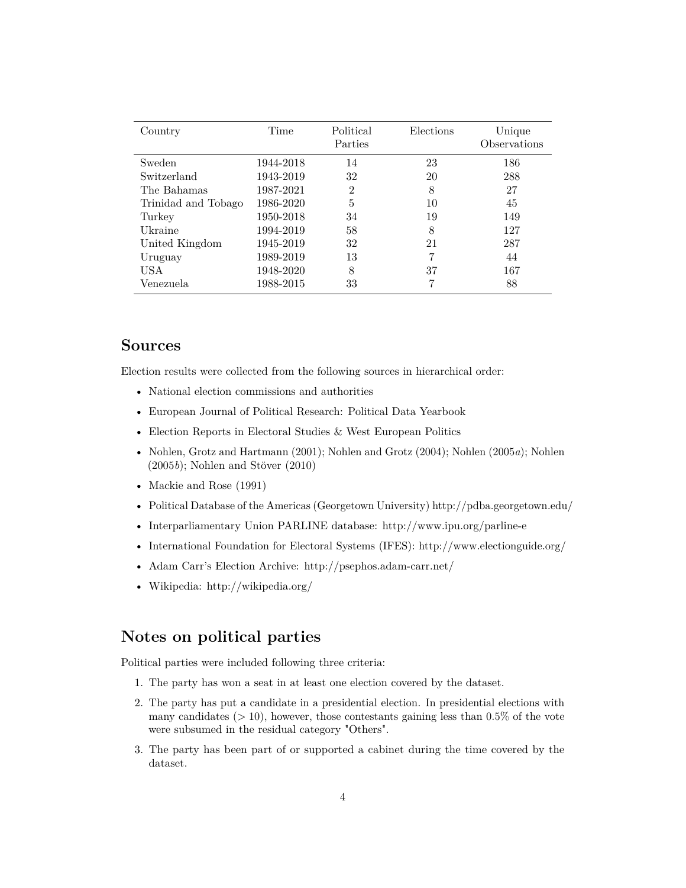| Country | Time | Political Parties | Elections | Unique Observations |
|---|---|---|---|---|
| Sweden | 1944-2018 | 14 | 23 | 186 |
| Switzerland | 1943-2019 | 32 | 20 | 288 |
| The Bahamas | 1987-2021 | 2 | 8 | 27 |
| Trinidad and Tobago | 1986-2020 | 5 | 10 | 45 |
| Turkey | 1950-2018 | 34 | 19 | 149 |
| Ukraine | 1994-2019 | 58 | 8 | 127 |
| United Kingdom | 1945-2019 | 32 | 21 | 287 |
| Uruguay | 1989-2019 | 13 | 7 | 44 |
| USA | 1948-2020 | 8 | 37 | 167 |
| Venezuela | 1988-2015 | 33 | 7 | 88 |

## Sources

Election results were collected from the following sources in hierarchical order:

- National election commissions and authorities
- European Journal of Political Research: Political Data Yearbook
- Election Reports in Electoral Studies & West European Politics
- Nohlen, Grotz and Hartmann (2001); Nohlen and Grotz (2004); Nohlen (2005*a*); Nohlen (2005*b*); Nohlen and Stöver (2010)
- Mackie and Rose (1991)
- Political Database of the Americas (Georgetown University) http://pdba.georgetown.edu/
- Interparliamentary Union PARLINE database: http://www.ipu.org/parline-e
- International Foundation for Electoral Systems (IFES): http://www.electionguide.org/
- Adam Carr's Election Archive: http://psephos.adam-carr.net/
- Wikipedia: http://wikipedia.org/

## Notes on political parties

Political parties were included following three criteria:

1. The party has won a seat in at least one election covered by the dataset.
2. The party has put a candidate in a presidential election. In presidential elections with many candidates ($> 10$), however, those contestants gaining less than 0.5% of the vote were subsumed in the residual category "Others".
3. The party has been part of or supported a cabinet during the time covered by the dataset.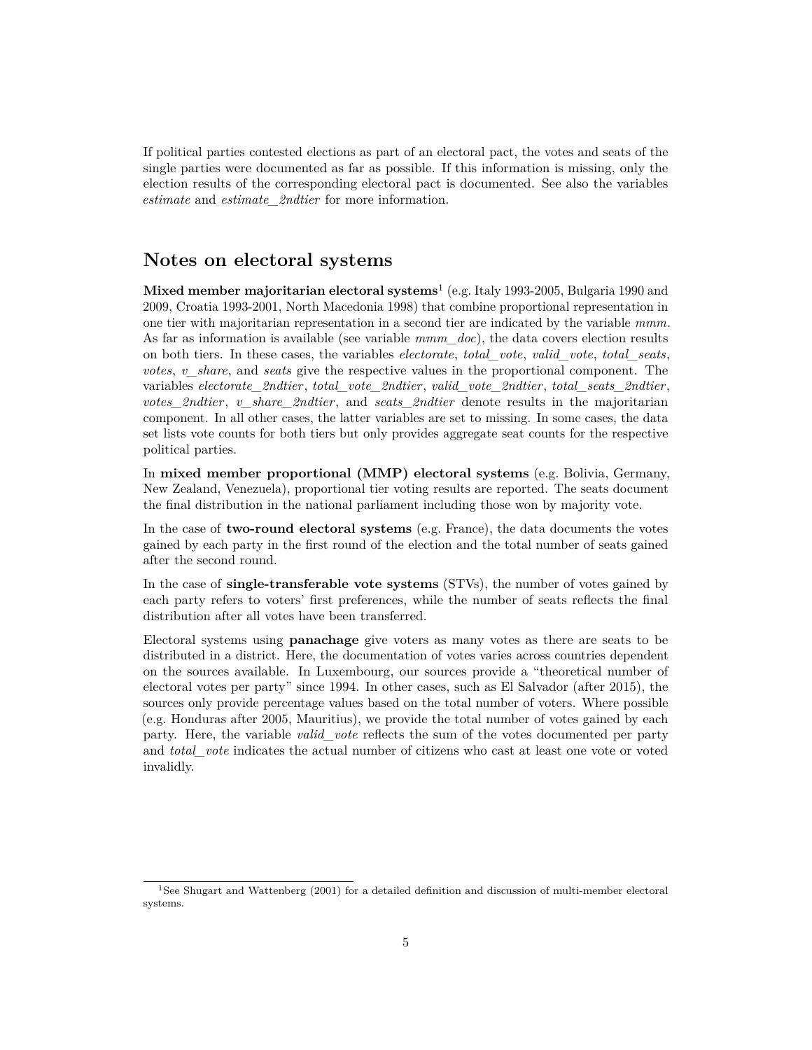If political parties contested elections as part of an electoral pact, the votes and seats of the single parties were documented as far as possible. If this information is missing, only the election results of the corresponding electoral pact is documented. See also the variables *estimate* and *estimate_2ndtier* for more information.

## Notes on electoral systems

**Mixed member majoritarian electoral systems**[1] (e.g. Italy 1993-2005, Bulgaria 1990 and 2009, Croatia 1993-2001, North Macedonia 1998) that combine proportional representation in one tier with majoritarian representation in a second tier are indicated by the variable *mmm*. As far as information is available (see variable *mmm_doc*), the data covers election results on both tiers. In these cases, the variables *electorate*, *total_vote*, *valid_vote*, *total_seats*, *votes*, *v_share*, and *seats* give the respective values in the proportional component. The variables *electorate_2ndtier*, *total_vote_2ndtier*, *valid_vote_2ndtier*, *total_seats_2ndtier*, *votes_2ndtier*, *v_share_2ndtier*, and *seats_2ndtier* denote results in the majoritarian component. In all other cases, the latter variables are set to missing. In some cases, the data set lists vote counts for both tiers but only provides aggregate seat counts for the respective political parties.

In **mixed member proportional (MMP) electoral systems** (e.g. Bolivia, Germany, New Zealand, Venezuela), proportional tier voting results are reported. The seats document the final distribution in the national parliament including those won by majority vote.

In the case of **two-round electoral systems** (e.g. France), the data documents the votes gained by each party in the first round of the election and the total number of seats gained after the second round.

In the case of **single-transferable vote systems** (STVs), the number of votes gained by each party refers to voters' first preferences, while the number of seats reflects the final distribution after all votes have been transferred.

Electoral systems using **panachage** give voters as many votes as there are seats to be distributed in a district. Here, the documentation of votes varies across countries dependent on the sources available. In Luxembourg, our sources provide a "theoretical number of electoral votes per party" since 1994. In other cases, such as El Salvador (after 2015), the sources only provide percentage values based on the total number of voters. Where possible (e.g. Honduras after 2005, Mauritius), we provide the total number of votes gained by each party. Here, the variable *valid_vote* reflects the sum of the votes documented per party and *total_vote* indicates the actual number of citizens who cast at least one vote or voted invalidly.

[1] See Shugart and Wattenberg (2001) for a detailed definition and discussion of multi-member electoral systems.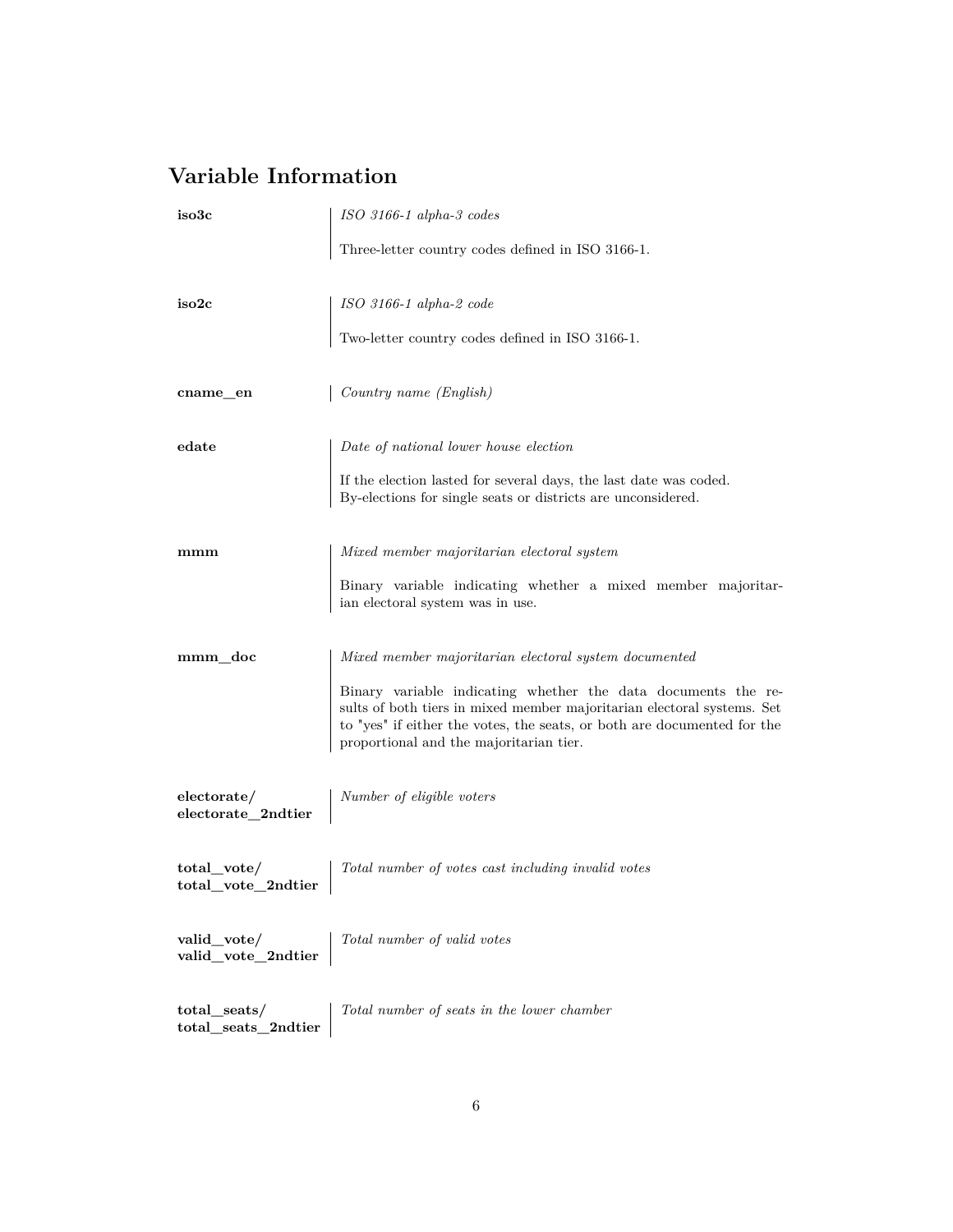## Variable Information

**iso3c**

*ISO 3166-1 alpha-3 codes*

Three-letter country codes defined in ISO 3166-1.

**iso2c**

*ISO 3166-1 alpha-2 code*

Two-letter country codes defined in ISO 3166-1.

**cname_en**

*Country name (English)*

**edate**

*Date of national lower house election*

If the election lasted for several days, the last date was coded. By-elections for single seats or districts are unconsidered.

**mmm**

*Mixed member majoritarian electoral system*

Binary variable indicating whether a mixed member majoritarian electoral system was in use.

**mmm_doc**

*Mixed member majoritarian electoral system documented*

Binary variable indicating whether the data documents the results of both tiers in mixed member majoritarian electoral systems. Set to "yes" if either the votes, the seats, or both are documented for the proportional and the majoritarian tier.

**electorate/ electorate_2ndtier**

*Number of eligible voters*

**total_vote/ total_vote_2ndtier**

*Total number of votes cast including invalid votes*

**valid_vote/ valid_vote_2ndtier**

*Total number of valid votes*

**total_seats/ total_seats_2ndtier**

*Total number of seats in the lower chamber*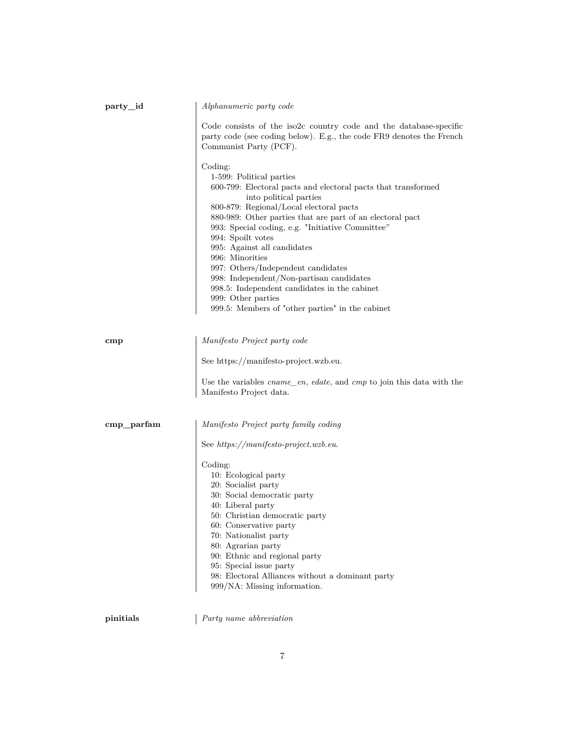**party_id**

*Alphanumeric party code*

Code consists of the iso2c country code and the database-specific party code (see coding below). E.g., the code FR9 denotes the French Communist Party (PCF).

Coding:

- 1-599: Political parties
- 600-799: Electoral pacts and electoral pacts that transformed into political parties
- 800-879: Regional/Local electoral pacts
- 880-989: Other parties that are part of an electoral pact
- 993: Special coding, e.g. "Initiative Committee"
- 994: Spoilt votes
- 995: Against all candidates
- 996: Minorities
- 997: Others/Independent candidates
- 998: Independent/Non-partisan candidates
- 998.5: Independent candidates in the cabinet
- 999: Other parties
- 999.5: Members of "other parties" in the cabinet

**cmp**

*Manifesto Project party code*

See https://manifesto-project.wzb.eu.

Use the variables *cname_en*, *edate*, and *cmp* to join this data with the Manifesto Project data.

**cmp_parfam**

*Manifesto Project party family coding*

See *https://manifesto-project.wzb.eu*.

Coding:

- 10: Ecological party
- 20: Socialist party
- 30: Social democratic party
- 40: Liberal party
- 50: Christian democratic party
- 60: Conservative party
- 70: Nationalist party
- 80: Agrarian party
- 90: Ethnic and regional party
- 95: Special issue party
- 98: Electoral Alliances without a dominant party
- 999/NA: Missing information.

**pinitials**

*Party name abbreviation*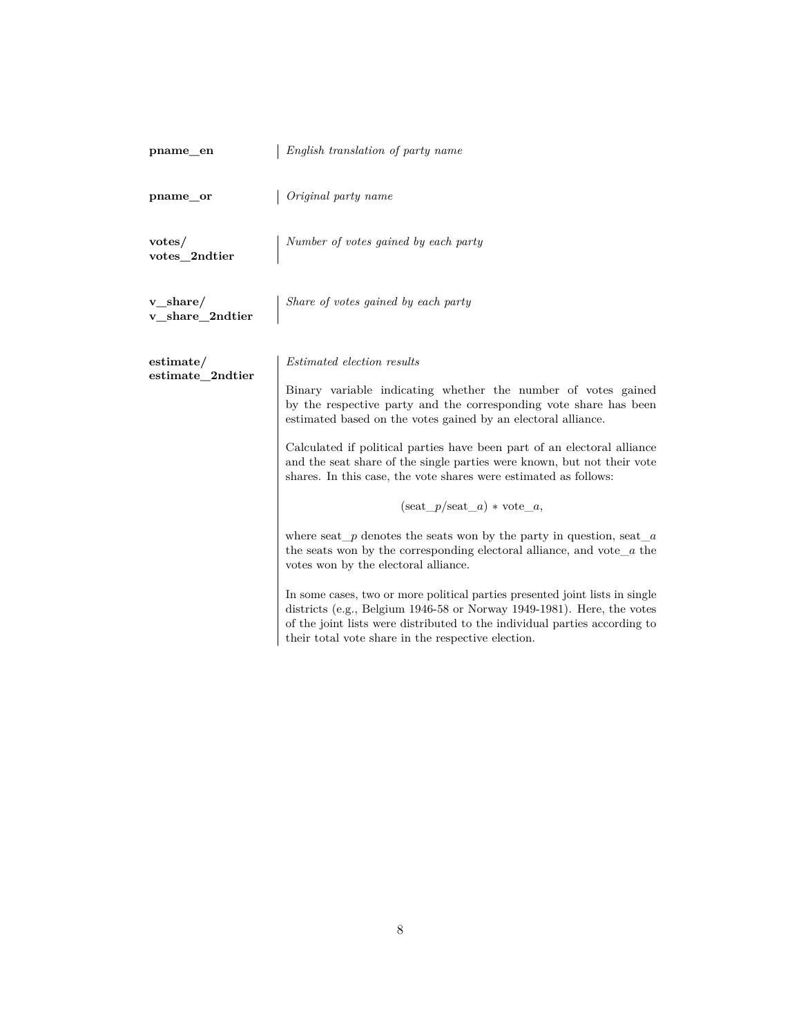**pname_en**

*English translation of party name*

**pname_or**

*Original party name*

**votes/ votes_2ndtier**

*Number of votes gained by each party*

**v_share/ v_share_2ndtier**

*Share of votes gained by each party*

**estimate/ estimate_2ndtier**

*Estimated election results*

Binary variable indicating whether the number of votes gained by the respective party and the corresponding vote share has been estimated based on the votes gained by an electoral alliance.

Calculated if political parties have been part of an electoral alliance and the seat share of the single parties were known, but not their vote shares. In this case, the vote shares were estimated as follows:

$$(\text{seat\_}p/\text{seat\_}a) * \text{vote\_}a,$$

where seat_$p$ denotes the seats won by the party in question, seat_$a$ the seats won by the corresponding electoral alliance, and vote_$a$ the votes won by the electoral alliance.

In some cases, two or more political parties presented joint lists in single districts (e.g., Belgium 1946-58 or Norway 1949-1981). Here, the votes of the joint lists were distributed to the individual parties according to their total vote share in the respective election.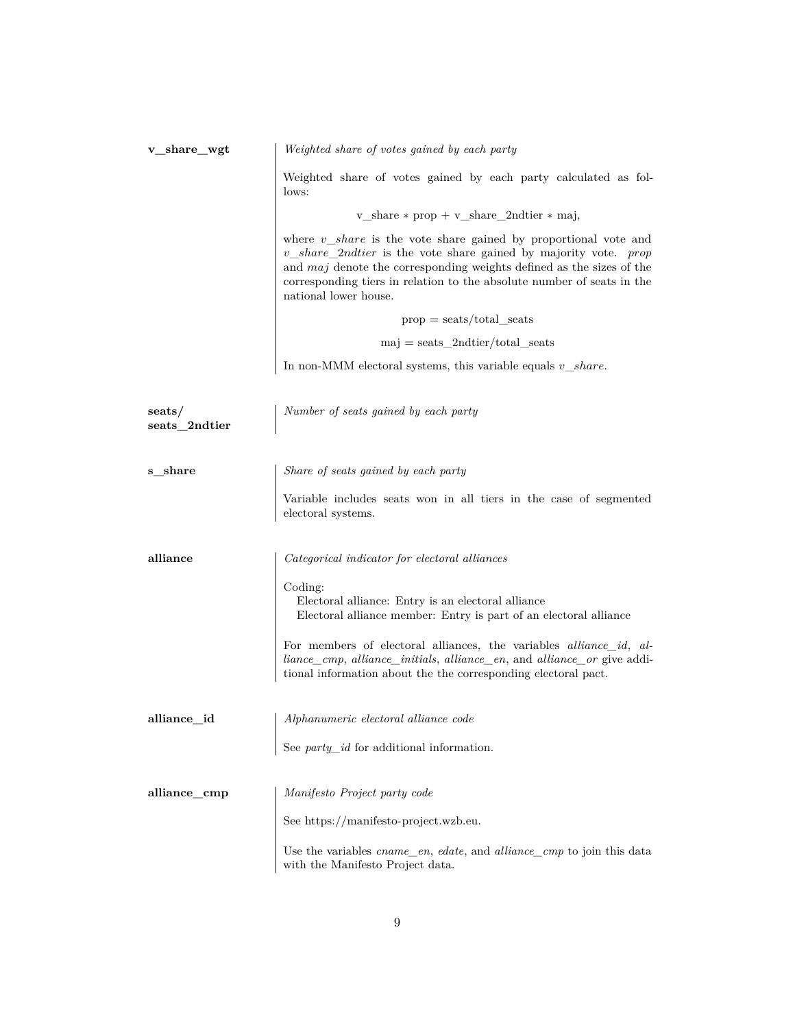**v_share_wgt**

*Weighted share of votes gained by each party*

Weighted share of votes gained by each party calculated as follows:

$$\text{v\_share} * \text{prop} + \text{v\_share\_2ndtier} * \text{maj},$$

where *v_share* is the vote share gained by proportional vote and *v_share_2ndtier* is the vote share gained by majority vote. *prop* and *maj* denote the corresponding weights defined as the sizes of the corresponding tiers in relation to the absolute number of seats in the national lower house.

$$\text{prop} = \text{seats}/\text{total\_seats}$$

$$\text{maj} = \text{seats\_2ndtier}/\text{total\_seats}$$

In non-MMM electoral systems, this variable equals *v_share*.

**seats/ seats_2ndtier**

*Number of seats gained by each party*

**s_share**

*Share of seats gained by each party*

Variable includes seats won in all tiers in the case of segmented electoral systems.

**alliance**

*Categorical indicator for electoral alliances*

Coding:
- Electoral alliance: Entry is an electoral alliance
- Electoral alliance member: Entry is part of an electoral alliance

For members of electoral alliances, the variables *alliance_id*, *alliance_cmp*, *alliance_initials*, *alliance_en*, and *alliance_or* give additional information about the the corresponding electoral pact.

**alliance_id**

*Alphanumeric electoral alliance code*

See *party_id* for additional information.

**alliance_cmp**

*Manifesto Project party code*

See https://manifesto-project.wzb.eu.

Use the variables *cname_en*, *edate*, and *alliance_cmp* to join this data with the Manifesto Project data.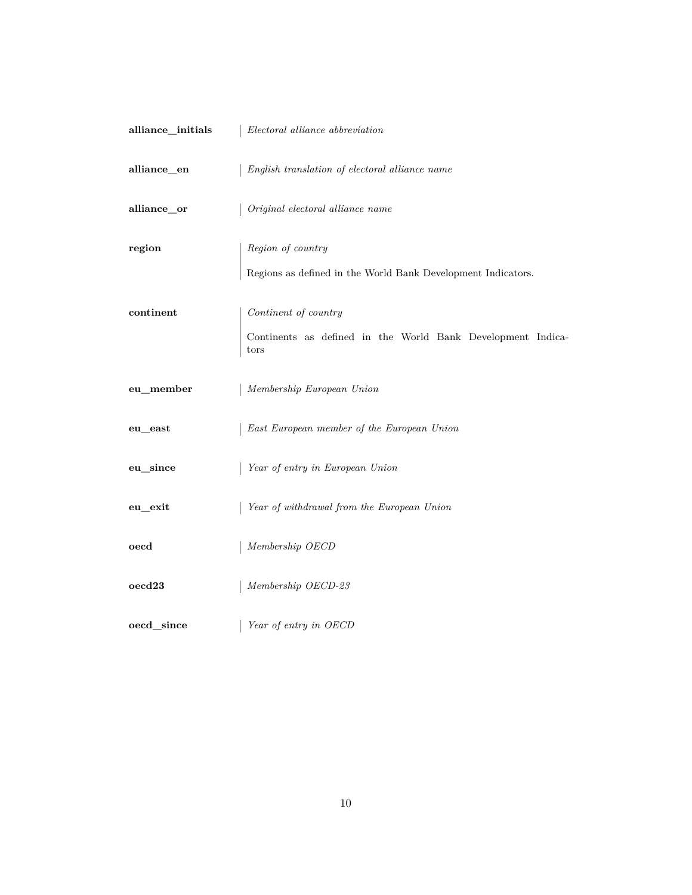**alliance_initials**

*Electoral alliance abbreviation*

**alliance_en**

*English translation of electoral alliance name*

**alliance_or**

*Original electoral alliance name*

**region**

*Region of country*

Regions as defined in the World Bank Development Indicators.

**continent**

*Continent of country*

Continents as defined in the World Bank Development Indicators

**eu_member**

*Membership European Union*

**eu_east**

*East European member of the European Union*

**eu_since**

*Year of entry in European Union*

**eu_exit**

*Year of withdrawal from the European Union*

**oecd**

*Membership OECD*

**oecd23**

*Membership OECD-23*

**oecd_since**

*Year of entry in OECD*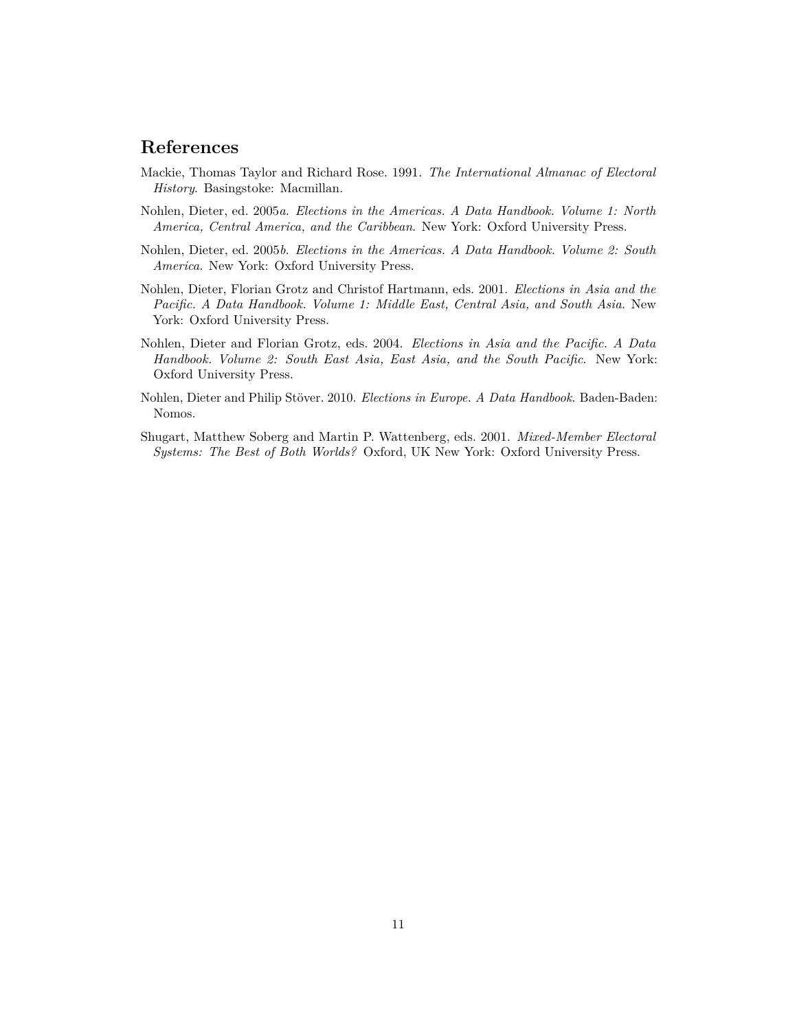## References

Mackie, Thomas Taylor and Richard Rose. 1991. *The International Almanac of Electoral History*. Basingstoke: Macmillan.

Nohlen, Dieter, ed. 2005*a*. *Elections in the Americas. A Data Handbook. Volume 1: North America, Central America, and the Caribbean*. New York: Oxford University Press.

Nohlen, Dieter, ed. 2005*b*. *Elections in the Americas. A Data Handbook. Volume 2: South America*. New York: Oxford University Press.

Nohlen, Dieter, Florian Grotz and Christof Hartmann, eds. 2001. *Elections in Asia and the Pacific. A Data Handbook. Volume 1: Middle East, Central Asia, and South Asia*. New York: Oxford University Press.

Nohlen, Dieter and Florian Grotz, eds. 2004. *Elections in Asia and the Pacific. A Data Handbook. Volume 2: South East Asia, East Asia, and the South Pacific*. New York: Oxford University Press.

Nohlen, Dieter and Philip Stöver. 2010. *Elections in Europe. A Data Handbook*. Baden-Baden: Nomos.

Shugart, Matthew Soberg and Martin P. Wattenberg, eds. 2001. *Mixed-Member Electoral Systems: The Best of Both Worlds?* Oxford, UK New York: Oxford University Press.